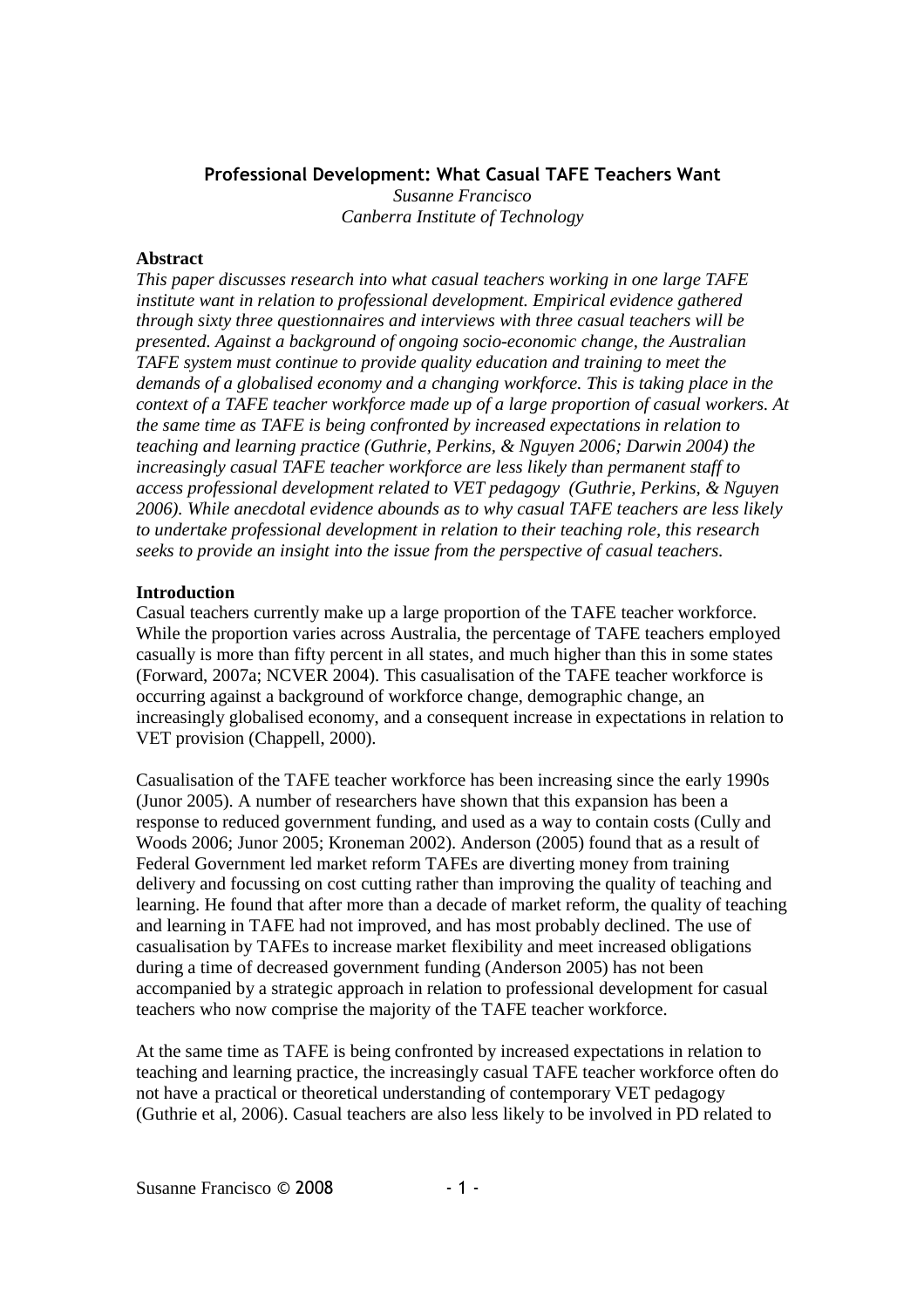# Professional Development: What Casual TAFE Teachers Want

*Susanne Francisco*
*Canberra Institute of Technology*

**Abstract**

*This paper discusses research into what casual teachers working in one large TAFE institute want in relation to professional development. Empirical evidence gathered through sixty three questionnaires and interviews with three casual teachers will be presented. Against a background of ongoing socio-economic change, the Australian TAFE system must continue to provide quality education and training to meet the demands of a globalised economy and a changing workforce. This is taking place in the context of a TAFE teacher workforce made up of a large proportion of casual workers. At the same time as TAFE is being confronted by increased expectations in relation to teaching and learning practice (Guthrie, Perkins, & Nguyen 2006; Darwin 2004) the increasingly casual TAFE teacher workforce are less likely than permanent staff to access professional development related to VET pedagogy (Guthrie, Perkins, & Nguyen 2006). While anecdotal evidence abounds as to why casual TAFE teachers are less likely to undertake professional development in relation to their teaching role, this research seeks to provide an insight into the issue from the perspective of casual teachers.*

**Introduction**

Casual teachers currently make up a large proportion of the TAFE teacher workforce. While the proportion varies across Australia, the percentage of TAFE teachers employed casually is more than fifty percent in all states, and much higher than this in some states (Forward, 2007a; NCVER 2004). This casualisation of the TAFE teacher workforce is occurring against a background of workforce change, demographic change, an increasingly globalised economy, and a consequent increase in expectations in relation to VET provision (Chappell, 2000).

Casualisation of the TAFE teacher workforce has been increasing since the early 1990s (Junor 2005). A number of researchers have shown that this expansion has been a response to reduced government funding, and used as a way to contain costs (Cully and Woods 2006; Junor 2005; Kroneman 2002). Anderson (2005) found that as a result of Federal Government led market reform TAFEs are diverting money from training delivery and focussing on cost cutting rather than improving the quality of teaching and learning. He found that after more than a decade of market reform, the quality of teaching and learning in TAFE had not improved, and has most probably declined. The use of casualisation by TAFEs to increase market flexibility and meet increased obligations during a time of decreased government funding (Anderson 2005) has not been accompanied by a strategic approach in relation to professional development for casual teachers who now comprise the majority of the TAFE teacher workforce.

At the same time as TAFE is being confronted by increased expectations in relation to teaching and learning practice, the increasingly casual TAFE teacher workforce often do not have a practical or theoretical understanding of contemporary VET pedagogy (Guthrie et al, 2006). Casual teachers are also less likely to be involved in PD related to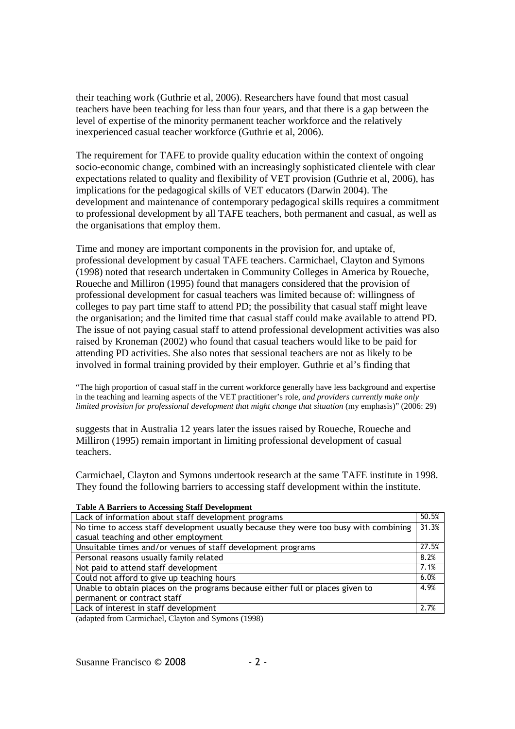their teaching work (Guthrie et al, 2006). Researchers have found that most casual teachers have been teaching for less than four years, and that there is a gap between the level of expertise of the minority permanent teacher workforce and the relatively inexperienced casual teacher workforce (Guthrie et al, 2006).

The requirement for TAFE to provide quality education within the context of ongoing socio-economic change, combined with an increasingly sophisticated clientele with clear expectations related to quality and flexibility of VET provision (Guthrie et al, 2006), has implications for the pedagogical skills of VET educators (Darwin 2004). The development and maintenance of contemporary pedagogical skills requires a commitment to professional development by all TAFE teachers, both permanent and casual, as well as the organisations that employ them.

Time and money are important components in the provision for, and uptake of, professional development by casual TAFE teachers. Carmichael, Clayton and Symons (1998) noted that research undertaken in Community Colleges in America by Roueche, Roueche and Milliron (1995) found that managers considered that the provision of professional development for casual teachers was limited because of: willingness of colleges to pay part time staff to attend PD; the possibility that casual staff might leave the organisation; and the limited time that casual staff could make available to attend PD. The issue of not paying casual staff to attend professional development activities was also raised by Kroneman (2002) who found that casual teachers would like to be paid for attending PD activities. She also notes that sessional teachers are not as likely to be involved in formal training provided by their employer. Guthrie et al's finding that

> "The high proportion of casual staff in the current workforce generally have less background and expertise in the teaching and learning aspects of the VET practitioner's role, *and providers currently make only limited provision for professional development that might change that situation* (my emphasis)" (2006: 29)

suggests that in Australia 12 years later the issues raised by Roueche, Roueche and Milliron (1995) remain important in limiting professional development of casual teachers.

Carmichael, Clayton and Symons undertook research at the same TAFE institute in 1998. They found the following barriers to accessing staff development within the institute.

**Table A Barriers to Accessing Staff Development**

| Barrier | % |
|---|---|
| Lack of information about staff development programs | 50.5% |
| No time to access staff development usually because they were too busy with combining casual teaching and other employment | 31.3% |
| Unsuitable times and/or venues of staff development programs | 27.5% |
| Personal reasons usually family related | 8.2% |
| Not paid to attend staff development | 7.1% |
| Could not afford to give up teaching hours | 6.0% |
| Unable to obtain places on the programs because either full or places given to permanent or contract staff | 4.9% |
| Lack of interest in staff development | 2.7% |

(adapted from Carmichael, Clayton and Symons (1998)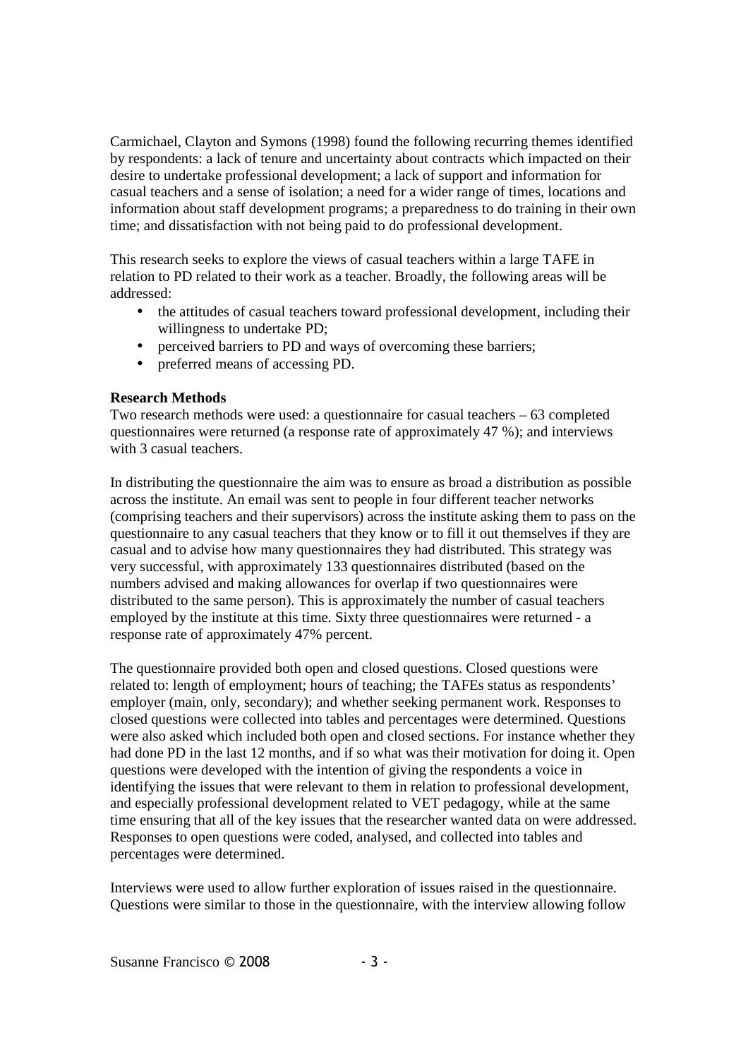Carmichael, Clayton and Symons (1998) found the following recurring themes identified by respondents: a lack of tenure and uncertainty about contracts which impacted on their desire to undertake professional development; a lack of support and information for casual teachers and a sense of isolation; a need for a wider range of times, locations and information about staff development programs; a preparedness to do training in their own time; and dissatisfaction with not being paid to do professional development.

This research seeks to explore the views of casual teachers within a large TAFE in relation to PD related to their work as a teacher. Broadly, the following areas will be addressed:

- the attitudes of casual teachers toward professional development, including their willingness to undertake PD;
- perceived barriers to PD and ways of overcoming these barriers;
- preferred means of accessing PD.

**Research Methods**

Two research methods were used: a questionnaire for casual teachers – 63 completed questionnaires were returned (a response rate of approximately 47 %); and interviews with 3 casual teachers.

In distributing the questionnaire the aim was to ensure as broad a distribution as possible across the institute. An email was sent to people in four different teacher networks (comprising teachers and their supervisors) across the institute asking them to pass on the questionnaire to any casual teachers that they know or to fill it out themselves if they are casual and to advise how many questionnaires they had distributed. This strategy was very successful, with approximately 133 questionnaires distributed (based on the numbers advised and making allowances for overlap if two questionnaires were distributed to the same person). This is approximately the number of casual teachers employed by the institute at this time. Sixty three questionnaires were returned - a response rate of approximately 47% percent.

The questionnaire provided both open and closed questions. Closed questions were related to: length of employment; hours of teaching; the TAFEs status as respondents' employer (main, only, secondary); and whether seeking permanent work. Responses to closed questions were collected into tables and percentages were determined. Questions were also asked which included both open and closed sections. For instance whether they had done PD in the last 12 months, and if so what was their motivation for doing it. Open questions were developed with the intention of giving the respondents a voice in identifying the issues that were relevant to them in relation to professional development, and especially professional development related to VET pedagogy, while at the same time ensuring that all of the key issues that the researcher wanted data on were addressed. Responses to open questions were coded, analysed, and collected into tables and percentages were determined.

Interviews were used to allow further exploration of issues raised in the questionnaire. Questions were similar to those in the questionnaire, with the interview allowing follow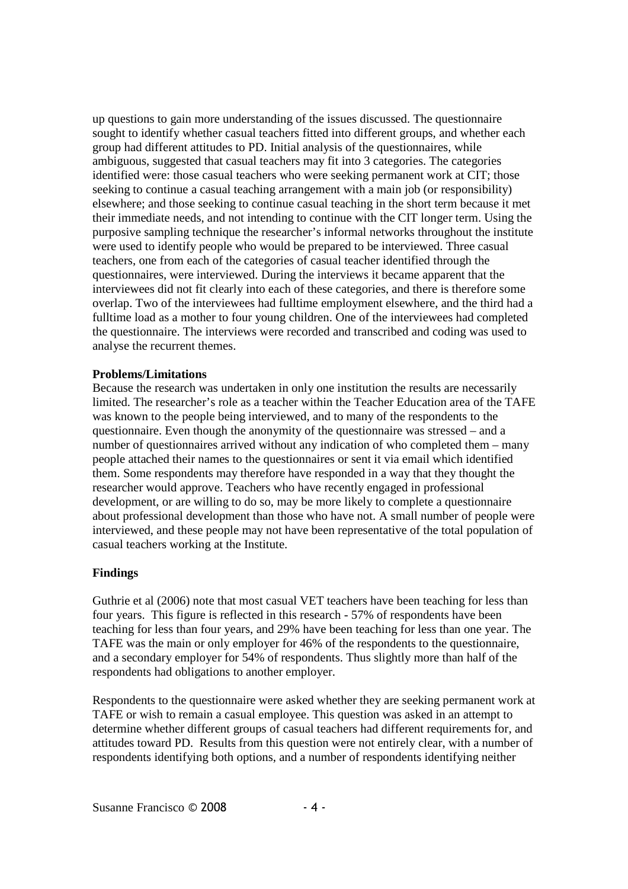up questions to gain more understanding of the issues discussed. The questionnaire sought to identify whether casual teachers fitted into different groups, and whether each group had different attitudes to PD. Initial analysis of the questionnaires, while ambiguous, suggested that casual teachers may fit into 3 categories. The categories identified were: those casual teachers who were seeking permanent work at CIT; those seeking to continue a casual teaching arrangement with a main job (or responsibility) elsewhere; and those seeking to continue casual teaching in the short term because it met their immediate needs, and not intending to continue with the CIT longer term. Using the purposive sampling technique the researcher's informal networks throughout the institute were used to identify people who would be prepared to be interviewed. Three casual teachers, one from each of the categories of casual teacher identified through the questionnaires, were interviewed. During the interviews it became apparent that the interviewees did not fit clearly into each of these categories, and there is therefore some overlap. Two of the interviewees had fulltime employment elsewhere, and the third had a fulltime load as a mother to four young children. One of the interviewees had completed the questionnaire. The interviews were recorded and transcribed and coding was used to analyse the recurrent themes.

**Problems/Limitations**

Because the research was undertaken in only one institution the results are necessarily limited. The researcher's role as a teacher within the Teacher Education area of the TAFE was known to the people being interviewed, and to many of the respondents to the questionnaire. Even though the anonymity of the questionnaire was stressed – and a number of questionnaires arrived without any indication of who completed them – many people attached their names to the questionnaires or sent it via email which identified them. Some respondents may therefore have responded in a way that they thought the researcher would approve. Teachers who have recently engaged in professional development, or are willing to do so, may be more likely to complete a questionnaire about professional development than those who have not. A small number of people were interviewed, and these people may not have been representative of the total population of casual teachers working at the Institute.

**Findings**

Guthrie et al (2006) note that most casual VET teachers have been teaching for less than four years. This figure is reflected in this research - 57% of respondents have been teaching for less than four years, and 29% have been teaching for less than one year. The TAFE was the main or only employer for 46% of the respondents to the questionnaire, and a secondary employer for 54% of respondents. Thus slightly more than half of the respondents had obligations to another employer.

Respondents to the questionnaire were asked whether they are seeking permanent work at TAFE or wish to remain a casual employee. This question was asked in an attempt to determine whether different groups of casual teachers had different requirements for, and attitudes toward PD. Results from this question were not entirely clear, with a number of respondents identifying both options, and a number of respondents identifying neither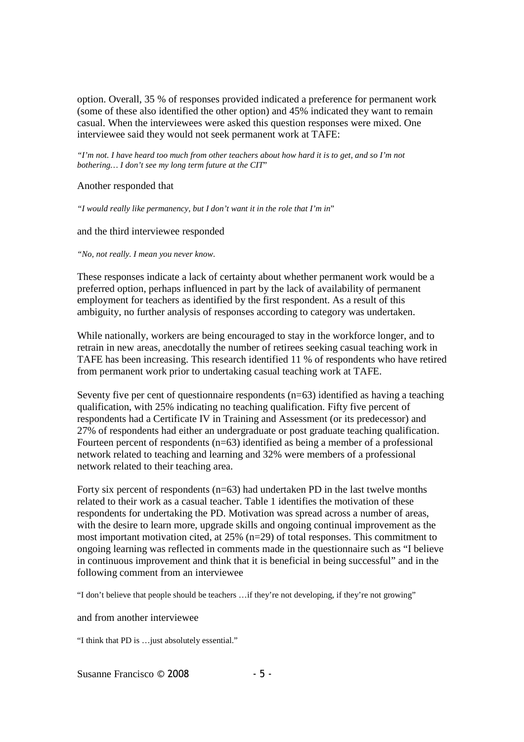option. Overall, 35 % of responses provided indicated a preference for permanent work (some of these also identified the other option) and 45% indicated they want to remain casual. When the interviewees were asked this question responses were mixed. One interviewee said they would not seek permanent work at TAFE:

*"I'm not. I have heard too much from other teachers about how hard it is to get, and so I'm not bothering… I don't see my long term future at the CIT*"

Another responded that

*"I would really like permanency, but I don't want it in the role that I'm in*"

and the third interviewee responded

*"No, not really. I mean you never know.*

These responses indicate a lack of certainty about whether permanent work would be a preferred option, perhaps influenced in part by the lack of availability of permanent employment for teachers as identified by the first respondent. As a result of this ambiguity, no further analysis of responses according to category was undertaken.

While nationally, workers are being encouraged to stay in the workforce longer, and to retrain in new areas, anecdotally the number of retirees seeking casual teaching work in TAFE has been increasing. This research identified 11 % of respondents who have retired from permanent work prior to undertaking casual teaching work at TAFE.

Seventy five per cent of questionnaire respondents (n=63) identified as having a teaching qualification, with 25% indicating no teaching qualification. Fifty five percent of respondents had a Certificate IV in Training and Assessment (or its predecessor) and 27% of respondents had either an undergraduate or post graduate teaching qualification. Fourteen percent of respondents (n=63) identified as being a member of a professional network related to teaching and learning and 32% were members of a professional network related to their teaching area.

Forty six percent of respondents (n=63) had undertaken PD in the last twelve months related to their work as a casual teacher. Table 1 identifies the motivation of these respondents for undertaking the PD. Motivation was spread across a number of areas, with the desire to learn more, upgrade skills and ongoing continual improvement as the most important motivation cited, at 25% (n=29) of total responses. This commitment to ongoing learning was reflected in comments made in the questionnaire such as "I believe in continuous improvement and think that it is beneficial in being successful" and in the following comment from an interviewee

"I don't believe that people should be teachers …if they're not developing, if they're not growing"

and from another interviewee

"I think that PD is …just absolutely essential."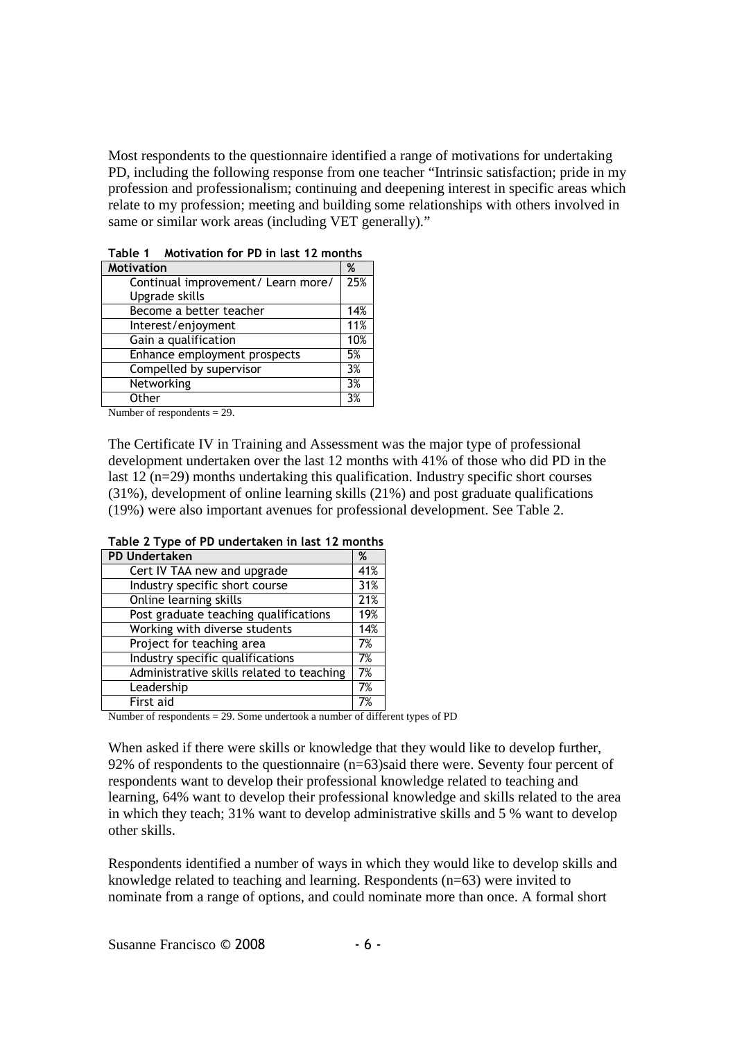Most respondents to the questionnaire identified a range of motivations for undertaking PD, including the following response from one teacher "Intrinsic satisfaction; pride in my profession and professionalism; continuing and deepening interest in specific areas which relate to my profession; meeting and building some relationships with others involved in same or similar work areas (including VET generally)."

**Table 1 Motivation for PD in last 12 months**

| Motivation | % |
|---|---|
| Continual improvement/ Learn more/ Upgrade skills | 25% |
| Become a better teacher | 14% |
| Interest/enjoyment | 11% |
| Gain a qualification | 10% |
| Enhance employment prospects | 5% |
| Compelled by supervisor | 3% |
| Networking | 3% |
| Other | 3% |

Number of respondents = 29.

The Certificate IV in Training and Assessment was the major type of professional development undertaken over the last 12 months with 41% of those who did PD in the last 12 (n=29) months undertaking this qualification. Industry specific short courses (31%), development of online learning skills (21%) and post graduate qualifications (19%) were also important avenues for professional development. See Table 2.

**Table 2 Type of PD undertaken in last 12 months**

| PD Undertaken | % |
|---|---|
| Cert IV TAA new and upgrade | 41% |
| Industry specific short course | 31% |
| Online learning skills | 21% |
| Post graduate teaching qualifications | 19% |
| Working with diverse students | 14% |
| Project for teaching area | 7% |
| Industry specific qualifications | 7% |
| Administrative skills related to teaching | 7% |
| Leadership | 7% |
| First aid | 7% |

Number of respondents = 29. Some undertook a number of different types of PD

When asked if there were skills or knowledge that they would like to develop further, 92% of respondents to the questionnaire (n=63)said there were. Seventy four percent of respondents want to develop their professional knowledge related to teaching and learning, 64% want to develop their professional knowledge and skills related to the area in which they teach; 31% want to develop administrative skills and 5 % want to develop other skills.

Respondents identified a number of ways in which they would like to develop skills and knowledge related to teaching and learning. Respondents (n=63) were invited to nominate from a range of options, and could nominate more than once. A formal short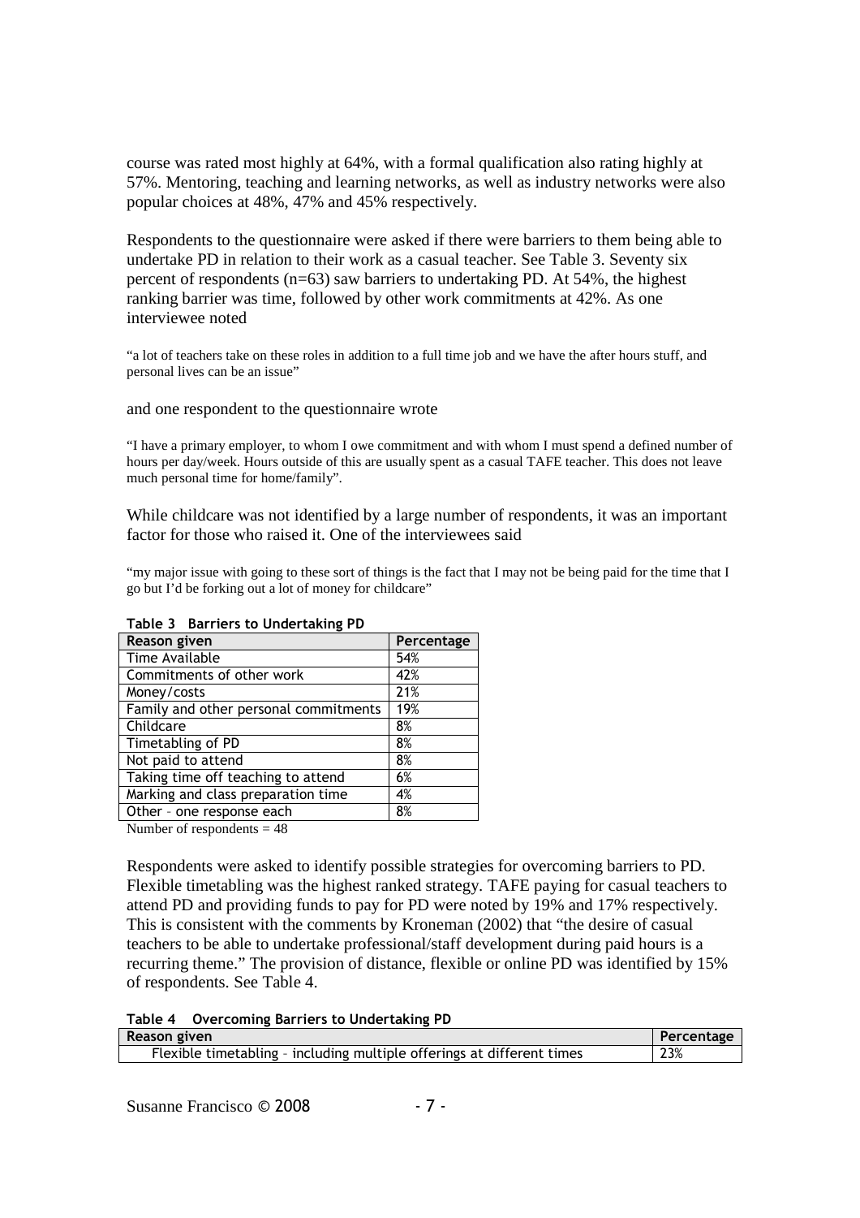course was rated most highly at 64%, with a formal qualification also rating highly at 57%. Mentoring, teaching and learning networks, as well as industry networks were also popular choices at 48%, 47% and 45% respectively.

Respondents to the questionnaire were asked if there were barriers to them being able to undertake PD in relation to their work as a casual teacher. See Table 3. Seventy six percent of respondents (n=63) saw barriers to undertaking PD. At 54%, the highest ranking barrier was time, followed by other work commitments at 42%. As one interviewee noted

> "a lot of teachers take on these roles in addition to a full time job and we have the after hours stuff, and personal lives can be an issue"

and one respondent to the questionnaire wrote

> "I have a primary employer, to whom I owe commitment and with whom I must spend a defined number of hours per day/week. Hours outside of this are usually spent as a casual TAFE teacher. This does not leave much personal time for home/family".

While childcare was not identified by a large number of respondents, it was an important factor for those who raised it. One of the interviewees said

> "my major issue with going to these sort of things is the fact that I may not be being paid for the time that I go but I'd be forking out a lot of money for childcare"

**Table 3 Barriers to Undertaking PD**

| Reason given | Percentage |
|---|---|
| Time Available | 54% |
| Commitments of other work | 42% |
| Money/costs | 21% |
| Family and other personal commitments | 19% |
| Childcare | 8% |
| Timetabling of PD | 8% |
| Not paid to attend | 8% |
| Taking time off teaching to attend | 6% |
| Marking and class preparation time | 4% |
| Other – one response each | 8% |

Number of respondents = 48

Respondents were asked to identify possible strategies for overcoming barriers to PD. Flexible timetabling was the highest ranked strategy. TAFE paying for casual teachers to attend PD and providing funds to pay for PD were noted by 19% and 17% respectively. This is consistent with the comments by Kroneman (2002) that "the desire of casual teachers to be able to undertake professional/staff development during paid hours is a recurring theme." The provision of distance, flexible or online PD was identified by 15% of respondents. See Table 4.

**Table 4 Overcoming Barriers to Undertaking PD**

| Reason given | Percentage |
|---|---|
| Flexible timetabling – including multiple offerings at different times | 23% |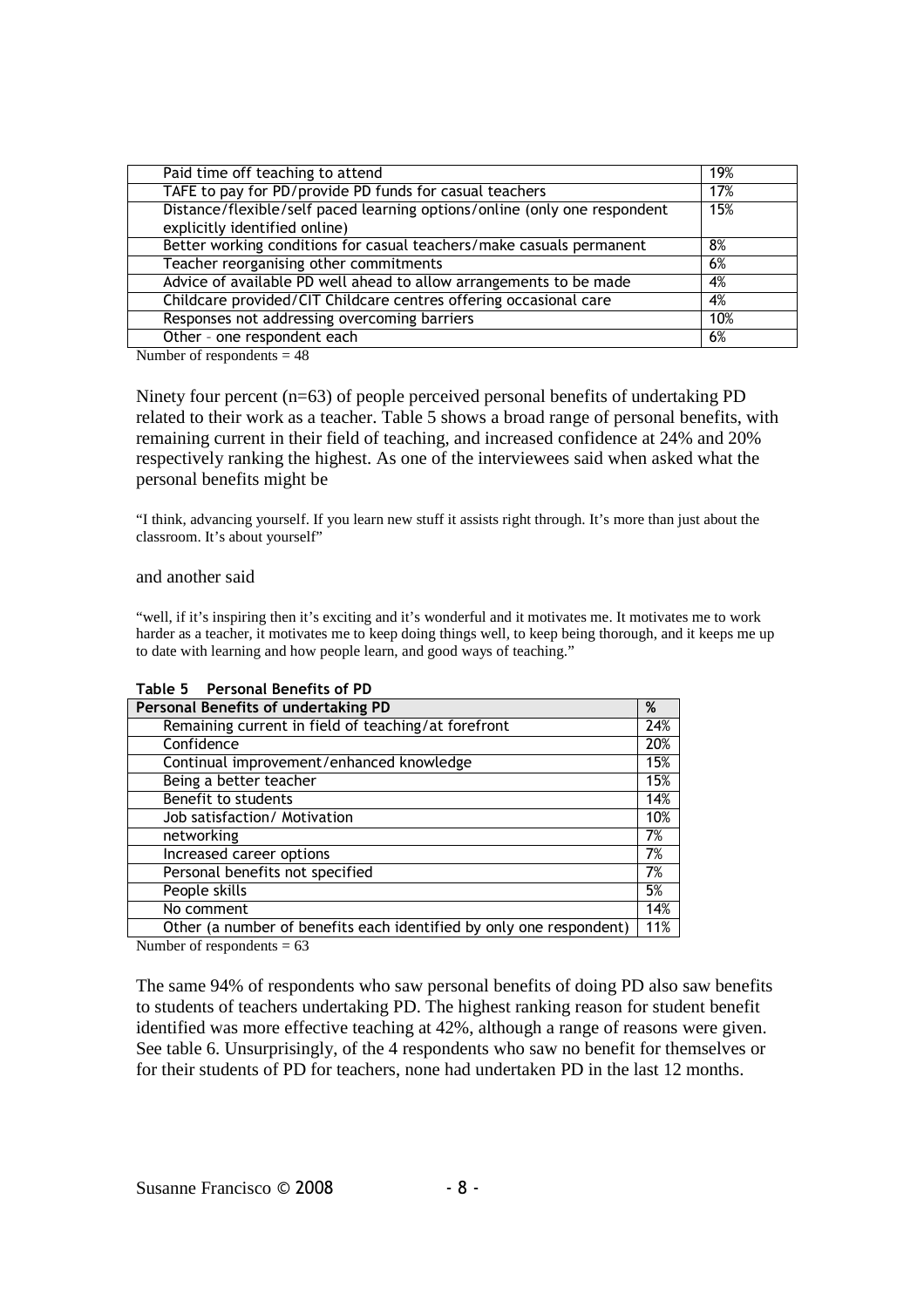| | |
|---|---|
| Paid time off teaching to attend | 19% |
| TAFE to pay for PD/provide PD funds for casual teachers | 17% |
| Distance/flexible/self paced learning options/online (only one respondent explicitly identified online) | 15% |
| Better working conditions for casual teachers/make casuals permanent | 8% |
| Teacher reorganising other commitments | 6% |
| Advice of available PD well ahead to allow arrangements to be made | 4% |
| Childcare provided/CIT Childcare centres offering occasional care | 4% |
| Responses not addressing overcoming barriers | 10% |
| Other – one respondent each | 6% |

Number of respondents = 48

Ninety four percent (n=63) of people perceived personal benefits of undertaking PD related to their work as a teacher. Table 5 shows a broad range of personal benefits, with remaining current in their field of teaching, and increased confidence at 24% and 20% respectively ranking the highest. As one of the interviewees said when asked what the personal benefits might be

"I think, advancing yourself. If you learn new stuff it assists right through. It's more than just about the classroom. It's about yourself"

and another said

"well, if it's inspiring then it's exciting and it's wonderful and it motivates me. It motivates me to work harder as a teacher, it motivates me to keep doing things well, to keep being thorough, and it keeps me up to date with learning and how people learn, and good ways of teaching."

**Table 5 Personal Benefits of PD**

| Personal Benefits of undertaking PD | % |
|---|---|
| Remaining current in field of teaching/at forefront | 24% |
| Confidence | 20% |
| Continual improvement/enhanced knowledge | 15% |
| Being a better teacher | 15% |
| Benefit to students | 14% |
| Job satisfaction/ Motivation | 10% |
| networking | 7% |
| Increased career options | 7% |
| Personal benefits not specified | 7% |
| People skills | 5% |
| No comment | 14% |
| Other (a number of benefits each identified by only one respondent) | 11% |

Number of respondents = 63

The same 94% of respondents who saw personal benefits of doing PD also saw benefits to students of teachers undertaking PD. The highest ranking reason for student benefit identified was more effective teaching at 42%, although a range of reasons were given. See table 6. Unsurprisingly, of the 4 respondents who saw no benefit for themselves or for their students of PD for teachers, none had undertaken PD in the last 12 months.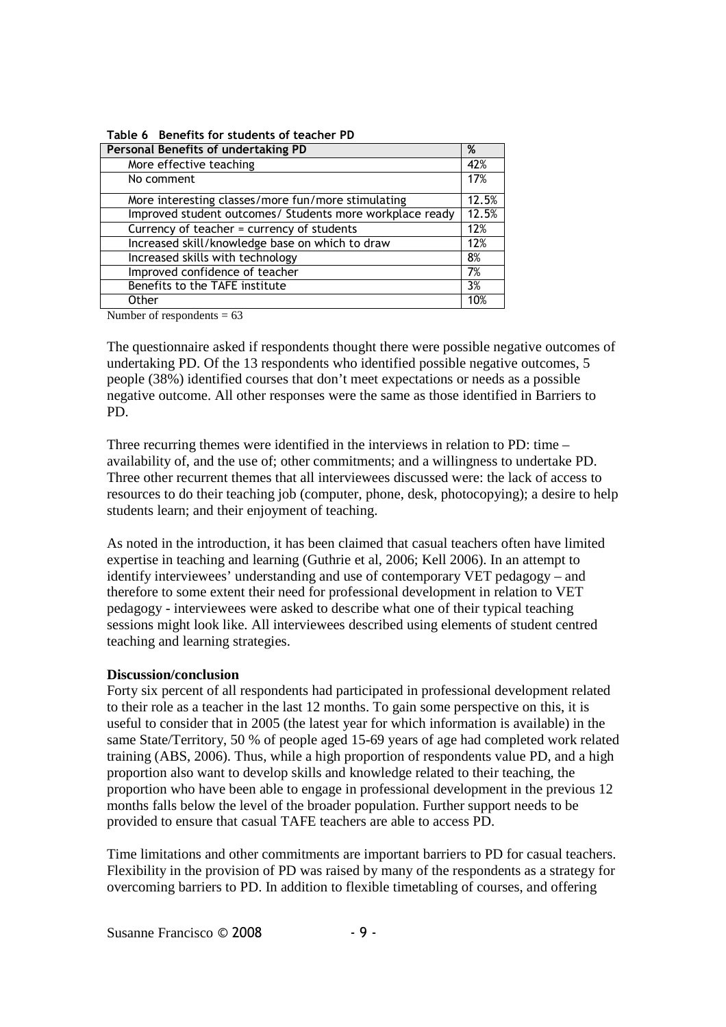**Table 6 Benefits for students of teacher PD**

| Personal Benefits of undertaking PD | % |
|---|---|
| More effective teaching | 42% |
| No comment | 17% |
| More interesting classes/more fun/more stimulating | 12.5% |
| Improved student outcomes/ Students more workplace ready | 12.5% |
| Currency of teacher = currency of students | 12% |
| Increased skill/knowledge base on which to draw | 12% |
| Increased skills with technology | 8% |
| Improved confidence of teacher | 7% |
| Benefits to the TAFE institute | 3% |
| Other | 10% |

Number of respondents = 63

The questionnaire asked if respondents thought there were possible negative outcomes of undertaking PD. Of the 13 respondents who identified possible negative outcomes, 5 people (38%) identified courses that don't meet expectations or needs as a possible negative outcome. All other responses were the same as those identified in Barriers to PD.

Three recurring themes were identified in the interviews in relation to PD: time – availability of, and the use of; other commitments; and a willingness to undertake PD. Three other recurrent themes that all interviewees discussed were: the lack of access to resources to do their teaching job (computer, phone, desk, photocopying); a desire to help students learn; and their enjoyment of teaching.

As noted in the introduction, it has been claimed that casual teachers often have limited expertise in teaching and learning (Guthrie et al, 2006; Kell 2006). In an attempt to identify interviewees' understanding and use of contemporary VET pedagogy – and therefore to some extent their need for professional development in relation to VET pedagogy - interviewees were asked to describe what one of their typical teaching sessions might look like. All interviewees described using elements of student centred teaching and learning strategies.

**Discussion/conclusion**

Forty six percent of all respondents had participated in professional development related to their role as a teacher in the last 12 months. To gain some perspective on this, it is useful to consider that in 2005 (the latest year for which information is available) in the same State/Territory, 50 % of people aged 15-69 years of age had completed work related training (ABS, 2006). Thus, while a high proportion of respondents value PD, and a high proportion also want to develop skills and knowledge related to their teaching, the proportion who have been able to engage in professional development in the previous 12 months falls below the level of the broader population. Further support needs to be provided to ensure that casual TAFE teachers are able to access PD.

Time limitations and other commitments are important barriers to PD for casual teachers. Flexibility in the provision of PD was raised by many of the respondents as a strategy for overcoming barriers to PD. In addition to flexible timetabling of courses, and offering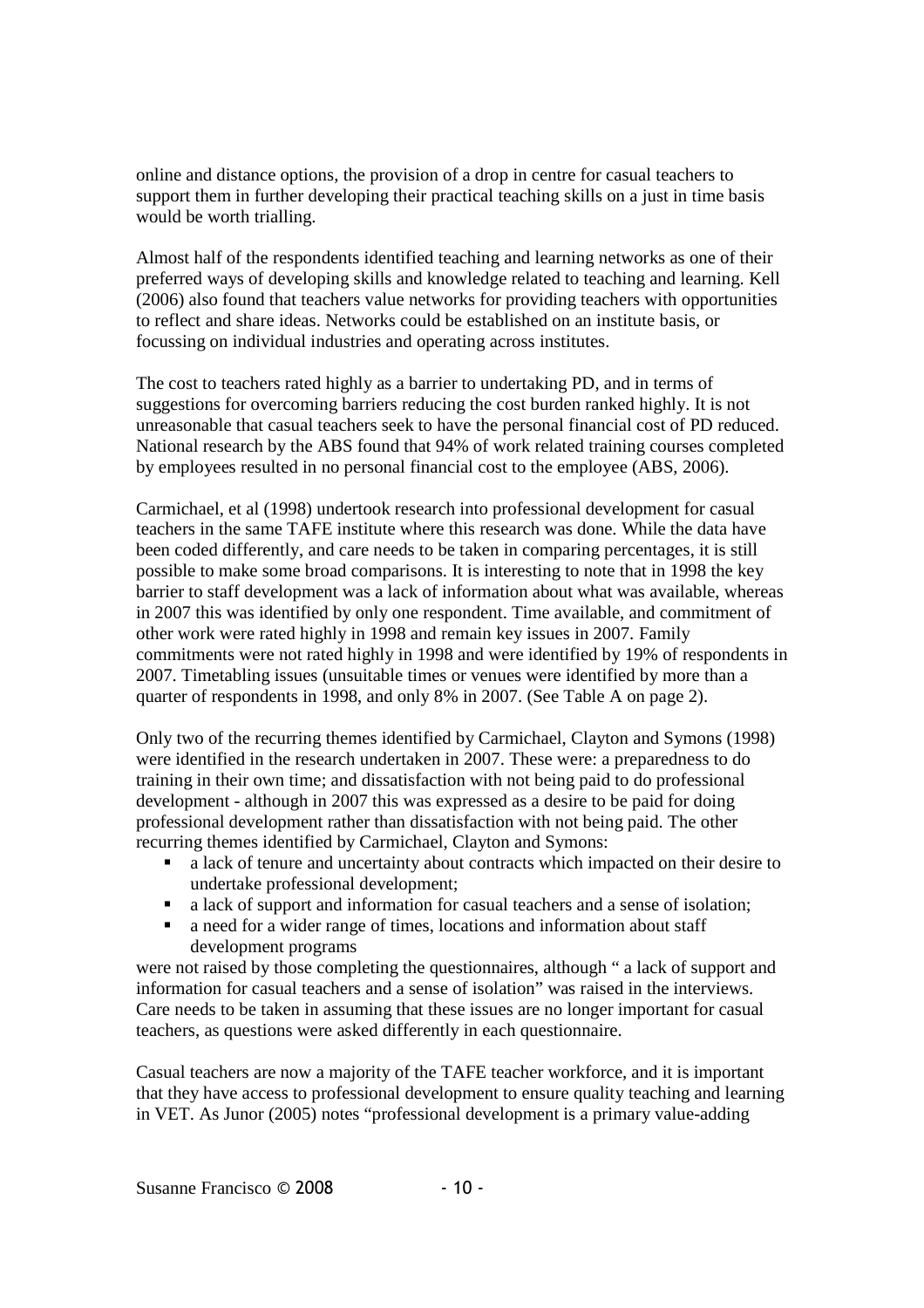online and distance options, the provision of a drop in centre for casual teachers to support them in further developing their practical teaching skills on a just in time basis would be worth trialling.

Almost half of the respondents identified teaching and learning networks as one of their preferred ways of developing skills and knowledge related to teaching and learning. Kell (2006) also found that teachers value networks for providing teachers with opportunities to reflect and share ideas. Networks could be established on an institute basis, or focussing on individual industries and operating across institutes.

The cost to teachers rated highly as a barrier to undertaking PD, and in terms of suggestions for overcoming barriers reducing the cost burden ranked highly. It is not unreasonable that casual teachers seek to have the personal financial cost of PD reduced. National research by the ABS found that 94% of work related training courses completed by employees resulted in no personal financial cost to the employee (ABS, 2006).

Carmichael, et al (1998) undertook research into professional development for casual teachers in the same TAFE institute where this research was done. While the data have been coded differently, and care needs to be taken in comparing percentages, it is still possible to make some broad comparisons. It is interesting to note that in 1998 the key barrier to staff development was a lack of information about what was available, whereas in 2007 this was identified by only one respondent. Time available, and commitment of other work were rated highly in 1998 and remain key issues in 2007. Family commitments were not rated highly in 1998 and were identified by 19% of respondents in 2007. Timetabling issues (unsuitable times or venues were identified by more than a quarter of respondents in 1998, and only 8% in 2007. (See Table A on page 2).

Only two of the recurring themes identified by Carmichael, Clayton and Symons (1998) were identified in the research undertaken in 2007. These were: a preparedness to do training in their own time; and dissatisfaction with not being paid to do professional development - although in 2007 this was expressed as a desire to be paid for doing professional development rather than dissatisfaction with not being paid. The other recurring themes identified by Carmichael, Clayton and Symons:

- a lack of tenure and uncertainty about contracts which impacted on their desire to undertake professional development;
- a lack of support and information for casual teachers and a sense of isolation;
- a need for a wider range of times, locations and information about staff development programs

were not raised by those completing the questionnaires, although " a lack of support and information for casual teachers and a sense of isolation" was raised in the interviews. Care needs to be taken in assuming that these issues are no longer important for casual teachers, as questions were asked differently in each questionnaire.

Casual teachers are now a majority of the TAFE teacher workforce, and it is important that they have access to professional development to ensure quality teaching and learning in VET. As Junor (2005) notes "professional development is a primary value-adding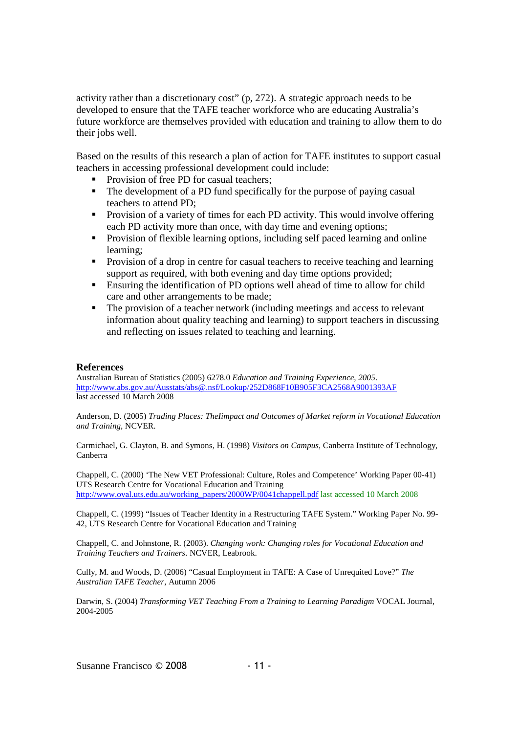activity rather than a discretionary cost" (p, 272). A strategic approach needs to be developed to ensure that the TAFE teacher workforce who are educating Australia's future workforce are themselves provided with education and training to allow them to do their jobs well.

Based on the results of this research a plan of action for TAFE institutes to support casual teachers in accessing professional development could include:

- Provision of free PD for casual teachers;
- The development of a PD fund specifically for the purpose of paying casual teachers to attend PD;
- Provision of a variety of times for each PD activity. This would involve offering each PD activity more than once, with day time and evening options;
- Provision of flexible learning options, including self paced learning and online learning;
- Provision of a drop in centre for casual teachers to receive teaching and learning support as required, with both evening and day time options provided;
- Ensuring the identification of PD options well ahead of time to allow for child care and other arrangements to be made;
- The provision of a teacher network (including meetings and access to relevant information about quality teaching and learning) to support teachers in discussing and reflecting on issues related to teaching and learning.

## References

Australian Bureau of Statistics (2005) 6278.0 *Education and Training Experience, 2005*. http://www.abs.gov.au/Ausstats/abs@.nsf/Lookup/252D868F10B905F3CA2568A9001393AF last accessed 10 March 2008

Anderson, D. (2005) *Trading Places: TheIimpact and Outcomes of Market reform in Vocational Education and Training*, NCVER.

Carmichael, G. Clayton, B. and Symons, H. (1998) *Visitors on Campus*, Canberra Institute of Technology, Canberra

Chappell, C. (2000) 'The New VET Professional: Culture, Roles and Competence' Working Paper 00-41) UTS Research Centre for Vocational Education and Training http://www.oval.uts.edu.au/working_papers/2000WP/0041chappell.pdf last accessed 10 March 2008

Chappell, C. (1999) "Issues of Teacher Identity in a Restructuring TAFE System." Working Paper No. 99-42, UTS Research Centre for Vocational Education and Training

Chappell, C. and Johnstone, R. (2003). *Changing work: Changing roles for Vocational Education and Training Teachers and Trainers*. NCVER, Leabrook.

Cully, M. and Woods, D. (2006) "Casual Employment in TAFE: A Case of Unrequited Love?" *The Australian TAFE Teacher*, Autumn 2006

Darwin, S. (2004) *Transforming VET Teaching From a Training to Learning Paradigm* VOCAL Journal, 2004-2005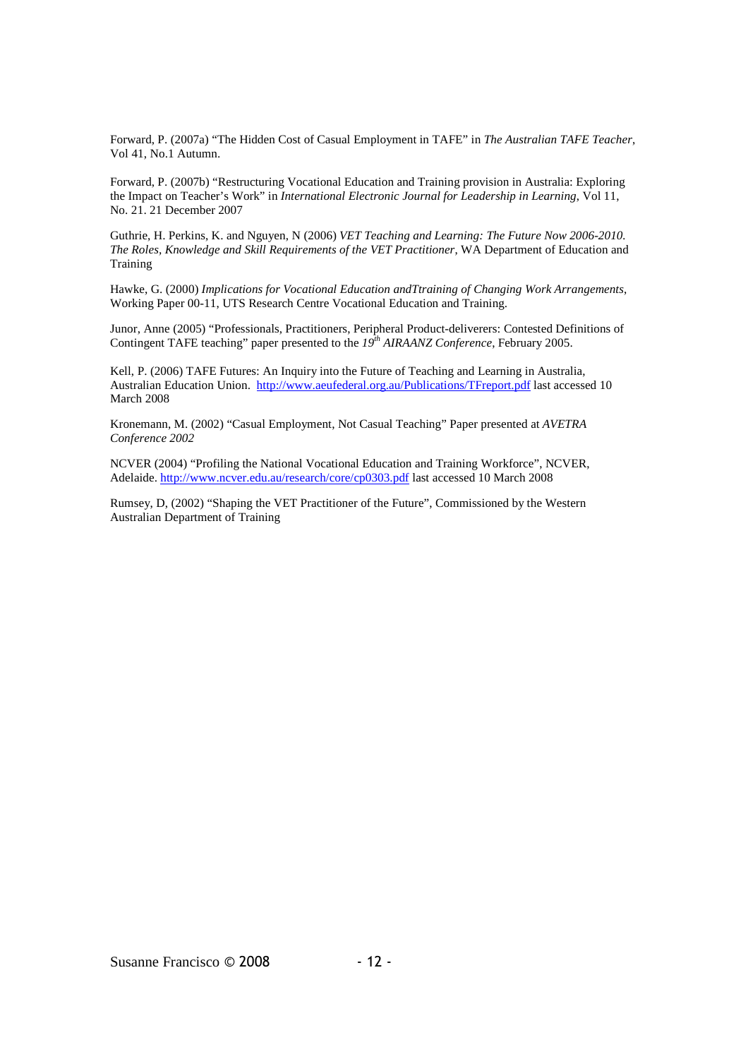Forward, P. (2007a) "The Hidden Cost of Casual Employment in TAFE" in *The Australian TAFE Teacher*, Vol 41, No.1 Autumn.

Forward, P. (2007b) "Restructuring Vocational Education and Training provision in Australia: Exploring the Impact on Teacher's Work" in *International Electronic Journal for Leadership in Learning*, Vol 11, No. 21. 21 December 2007

Guthrie, H. Perkins, K. and Nguyen, N (2006) *VET Teaching and Learning: The Future Now 2006-2010. The Roles, Knowledge and Skill Requirements of the VET Practitioner*, WA Department of Education and Training

Hawke, G. (2000) *Implications for Vocational Education andTtraining of Changing Work Arrangements*, Working Paper 00-11, UTS Research Centre Vocational Education and Training.

Junor, Anne (2005) "Professionals, Practitioners, Peripheral Product-deliverers: Contested Definitions of Contingent TAFE teaching" paper presented to the *19th AIRAANZ Conference*, February 2005.

Kell, P. (2006) TAFE Futures: An Inquiry into the Future of Teaching and Learning in Australia, Australian Education Union. http://www.aeufederal.org.au/Publications/TFreport.pdf last accessed 10 March 2008

Kronemann, M. (2002) "Casual Employment, Not Casual Teaching" Paper presented at *AVETRA Conference 2002*

NCVER (2004) "Profiling the National Vocational Education and Training Workforce", NCVER, Adelaide. http://www.ncver.edu.au/research/core/cp0303.pdf last accessed 10 March 2008

Rumsey, D, (2002) "Shaping the VET Practitioner of the Future", Commissioned by the Western Australian Department of Training